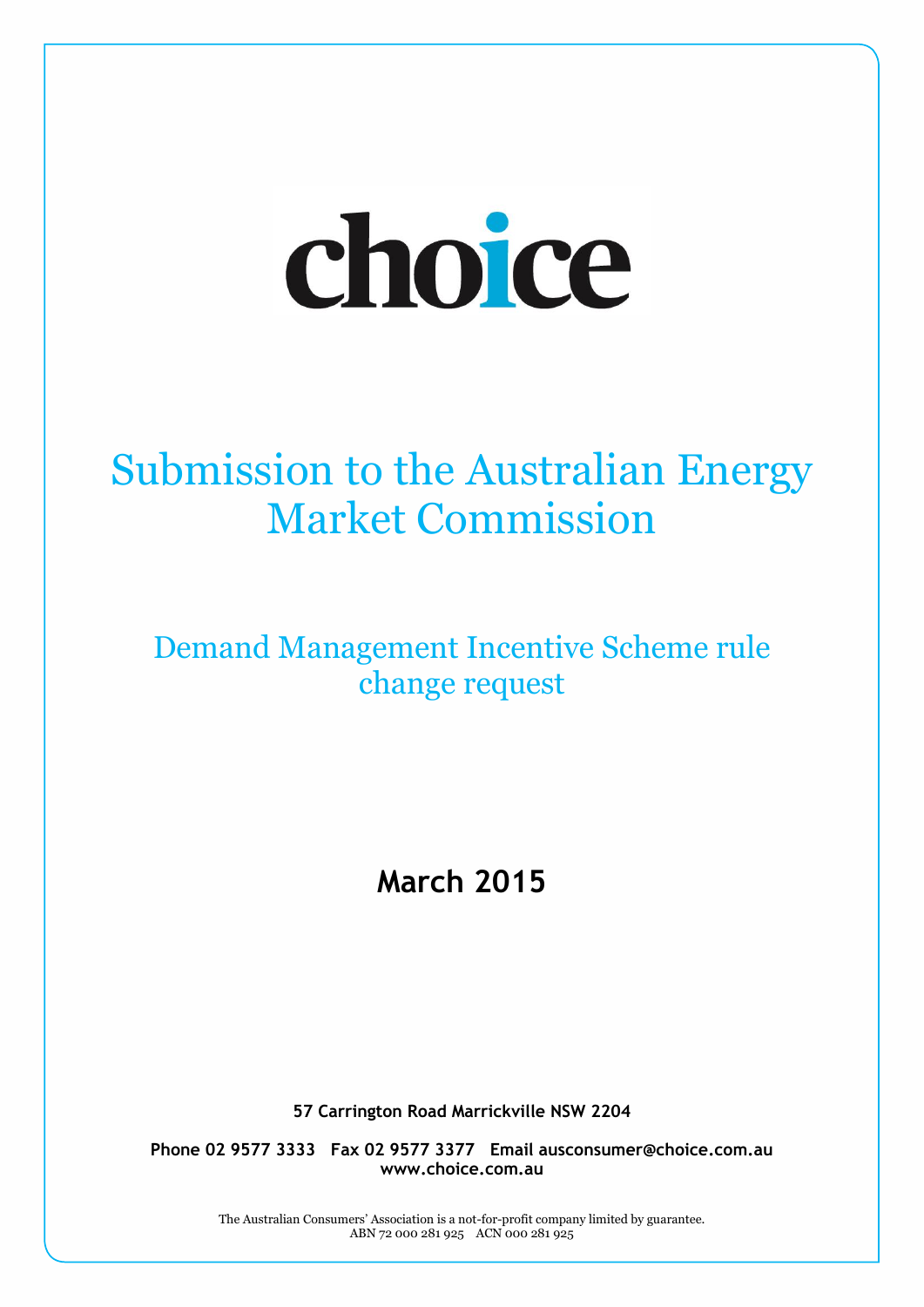choice

# Submission to the Australian Energy Market Commission

## Demand Management Incentive Scheme rule change request

**March 2015**

**57 Carrington Road Marrickville NSW 2204**

**Phone 02 9577 3333 Fax 02 9577 3377 Email ausconsumer@choice.com.au**
**www.choice.com.au**

The Australian Consumers' Association is a not-for-profit company limited by guarantee.
ABN 72 000 281 925 ACN 000 281 925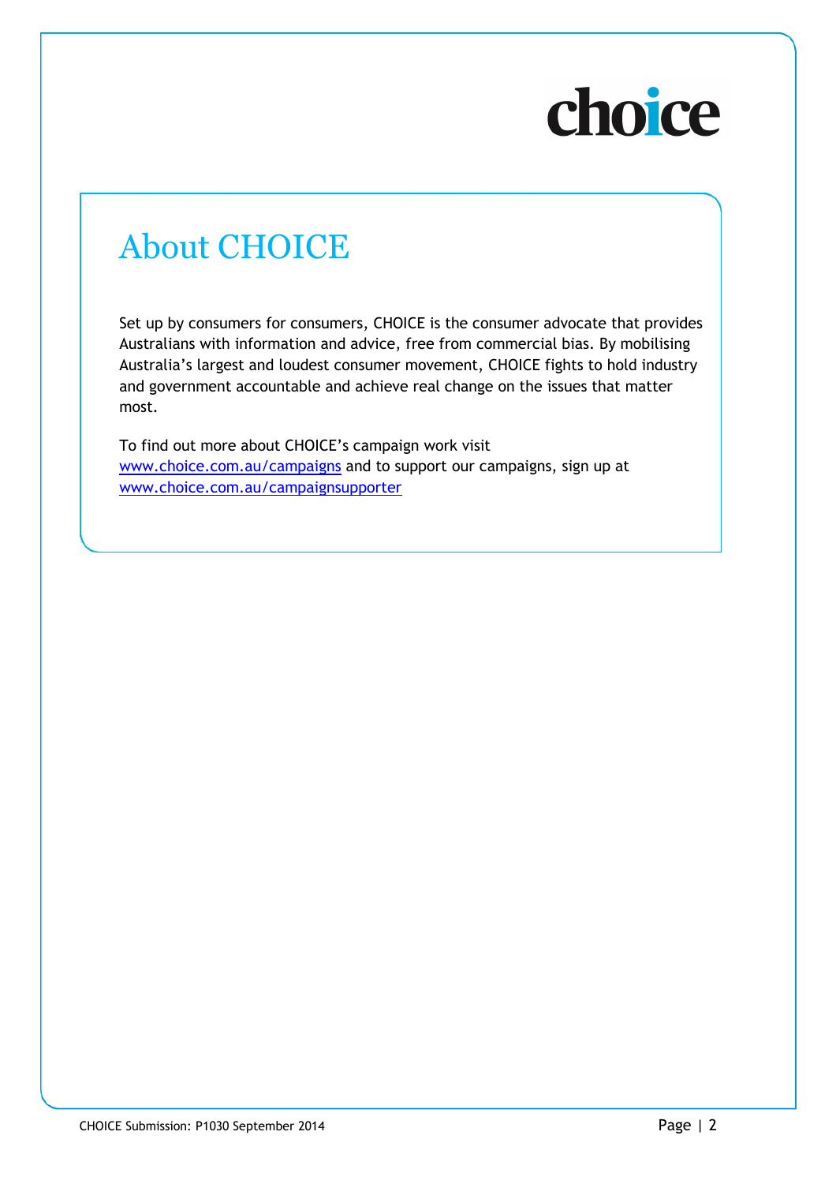# About CHOICE

Set up by consumers for consumers, CHOICE is the consumer advocate that provides Australians with information and advice, free from commercial bias. By mobilising Australia's largest and loudest consumer movement, CHOICE fights to hold industry and government accountable and achieve real change on the issues that matter most.

To find out more about CHOICE's campaign work visit [www.choice.com.au/campaigns](http://www.choice.com.au/campaigns) and to support our campaigns, sign up at [www.choice.com.au/campaignsupporter](http://www.choice.com.au/campaignsupporter)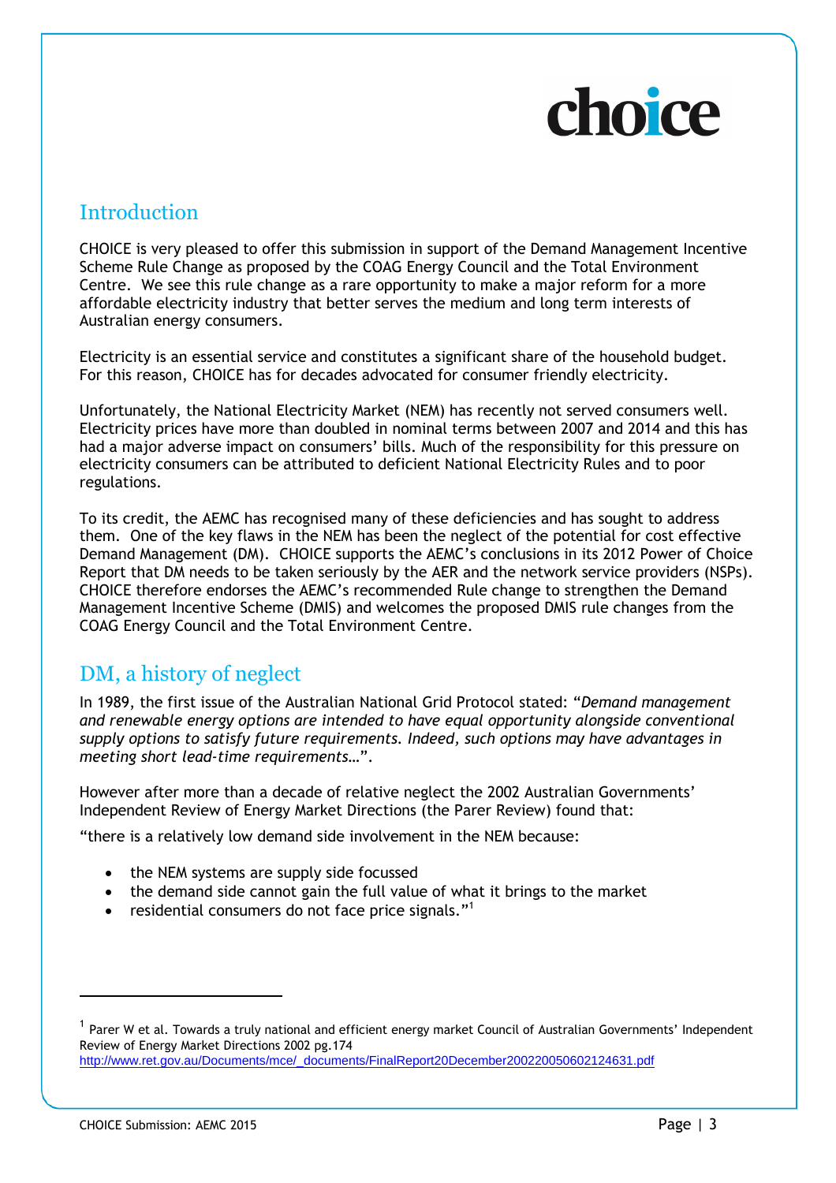## Introduction

CHOICE is very pleased to offer this submission in support of the Demand Management Incentive Scheme Rule Change as proposed by the COAG Energy Council and the Total Environment Centre. We see this rule change as a rare opportunity to make a major reform for a more affordable electricity industry that better serves the medium and long term interests of Australian energy consumers.

Electricity is an essential service and constitutes a significant share of the household budget. For this reason, CHOICE has for decades advocated for consumer friendly electricity.

Unfortunately, the National Electricity Market (NEM) has recently not served consumers well. Electricity prices have more than doubled in nominal terms between 2007 and 2014 and this has had a major adverse impact on consumers' bills. Much of the responsibility for this pressure on electricity consumers can be attributed to deficient National Electricity Rules and to poor regulations.

To its credit, the AEMC has recognised many of these deficiencies and has sought to address them. One of the key flaws in the NEM has been the neglect of the potential for cost effective Demand Management (DM). CHOICE supports the AEMC's conclusions in its 2012 Power of Choice Report that DM needs to be taken seriously by the AER and the network service providers (NSPs). CHOICE therefore endorses the AEMC's recommended Rule change to strengthen the Demand Management Incentive Scheme (DMIS) and welcomes the proposed DMIS rule changes from the COAG Energy Council and the Total Environment Centre.

## DM, a history of neglect

In 1989, the first issue of the Australian National Grid Protocol stated: "*Demand management and renewable energy options are intended to have equal opportunity alongside conventional supply options to satisfy future requirements. Indeed, such options may have advantages in meeting short lead-time requirements…*".

However after more than a decade of relative neglect the 2002 Australian Governments' Independent Review of Energy Market Directions (the Parer Review) found that:

"there is a relatively low demand side involvement in the NEM because:

- the NEM systems are supply side focussed
- the demand side cannot gain the full value of what it brings to the market
- residential consumers do not face price signals."[1]

---

[1] Parer W et al. Towards a truly national and efficient energy market Council of Australian Governments' Independent Review of Energy Market Directions 2002 pg.174 http://www.ret.gov.au/Documents/mce/_documents/FinalReport20December200220050602124631.pdf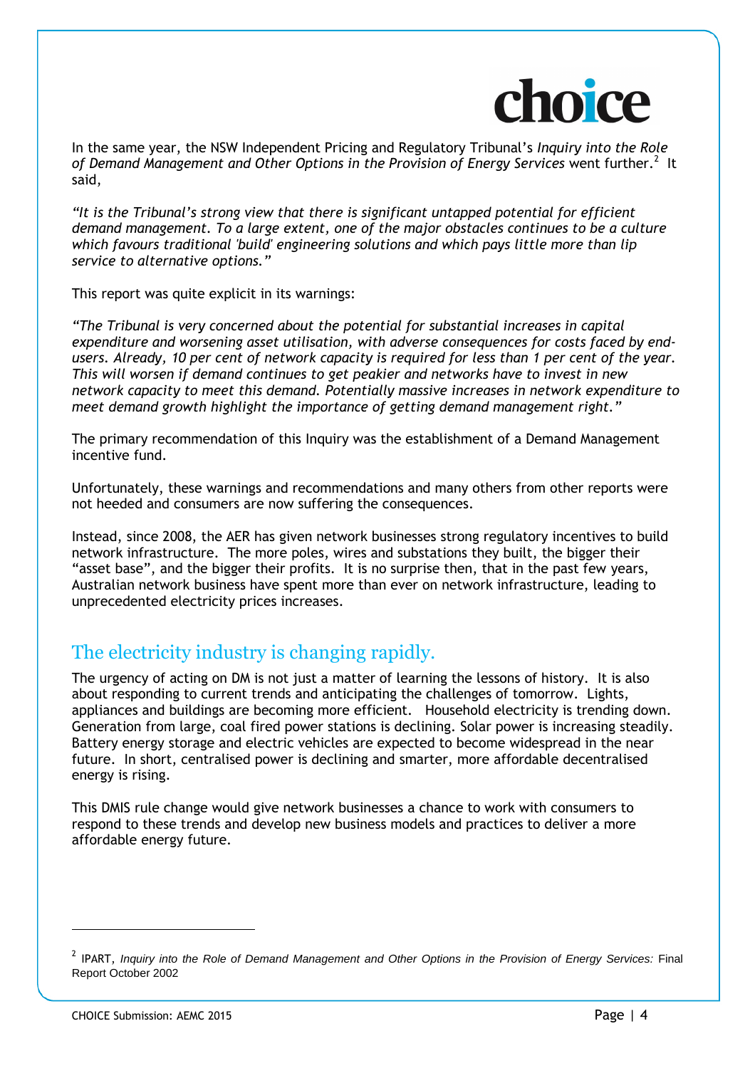In the same year, the NSW Independent Pricing and Regulatory Tribunal's *Inquiry into the Role of Demand Management and Other Options in the Provision of Energy Services* went further.[2] It said,

*"It is the Tribunal's strong view that there is significant untapped potential for efficient demand management. To a large extent, one of the major obstacles continues to be a culture which favours traditional 'build' engineering solutions and which pays little more than lip service to alternative options."*

This report was quite explicit in its warnings:

*"The Tribunal is very concerned about the potential for substantial increases in capital expenditure and worsening asset utilisation, with adverse consequences for costs faced by end-users. Already, 10 per cent of network capacity is required for less than 1 per cent of the year. This will worsen if demand continues to get peakier and networks have to invest in new network capacity to meet this demand. Potentially massive increases in network expenditure to meet demand growth highlight the importance of getting demand management right."*

The primary recommendation of this Inquiry was the establishment of a Demand Management incentive fund.

Unfortunately, these warnings and recommendations and many others from other reports were not heeded and consumers are now suffering the consequences.

Instead, since 2008, the AER has given network businesses strong regulatory incentives to build network infrastructure. The more poles, wires and substations they built, the bigger their "asset base", and the bigger their profits. It is no surprise then, that in the past few years, Australian network business have spent more than ever on network infrastructure, leading to unprecedented electricity prices increases.

## The electricity industry is changing rapidly.

The urgency of acting on DM is not just a matter of learning the lessons of history. It is also about responding to current trends and anticipating the challenges of tomorrow. Lights, appliances and buildings are becoming more efficient. Household electricity is trending down. Generation from large, coal fired power stations is declining. Solar power is increasing steadily. Battery energy storage and electric vehicles are expected to become widespread in the near future. In short, centralised power is declining and smarter, more affordable decentralised energy is rising.

This DMIS rule change would give network businesses a chance to work with consumers to respond to these trends and develop new business models and practices to deliver a more affordable energy future.

---

[2] IPART, *Inquiry into the Role of Demand Management and Other Options in the Provision of Energy Services:* Final Report October 2002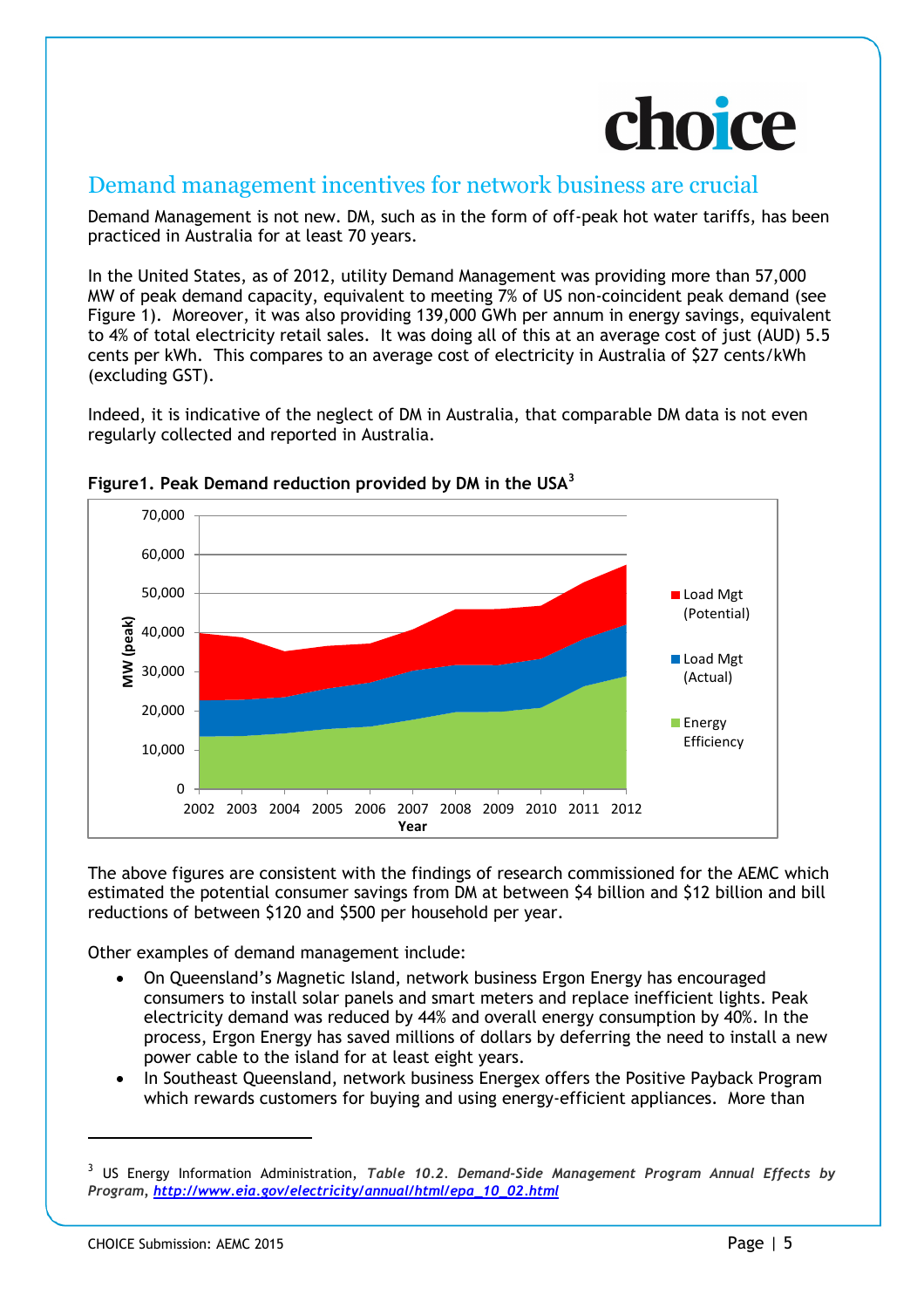## Demand management incentives for network business are crucial

Demand Management is not new. DM, such as in the form of off-peak hot water tariffs, has been practiced in Australia for at least 70 years.

In the United States, as of 2012, utility Demand Management was providing more than 57,000 MW of peak demand capacity, equivalent to meeting 7% of US non-coincident peak demand (see Figure 1). Moreover, it was also providing 139,000 GWh per annum in energy savings, equivalent to 4% of total electricity retail sales. It was doing all of this at an average cost of just (AUD) 5.5 cents per kWh. This compares to an average cost of electricity in Australia of $27 cents/kWh (excluding GST).

Indeed, it is indicative of the neglect of DM in Australia, that comparable DM data is not even regularly collected and reported in Australia.

**Figure1. Peak Demand reduction provided by DM in the USA**[3]

The above figures are consistent with the findings of research commissioned for the AEMC which estimated the potential consumer savings from DM at between $4 billion and $12 billion and bill reductions of between $120 and $500 per household per year.

Other examples of demand management include:

- On Queensland's Magnetic Island, network business Ergon Energy has encouraged consumers to install solar panels and smart meters and replace inefficient lights. Peak electricity demand was reduced by 44% and overall energy consumption by 40%. In the process, Ergon Energy has saved millions of dollars by deferring the need to install a new power cable to the island for at least eight years.
- In Southeast Queensland, network business Energex offers the Positive Payback Program which rewards customers for buying and using energy-efficient appliances. More than

[3] US Energy Information Administration, ***Table 10.2. Demand-Side Management Program Annual Effects by Program***, ***http://www.eia.gov/electricity/annual/html/epa_10_02.html***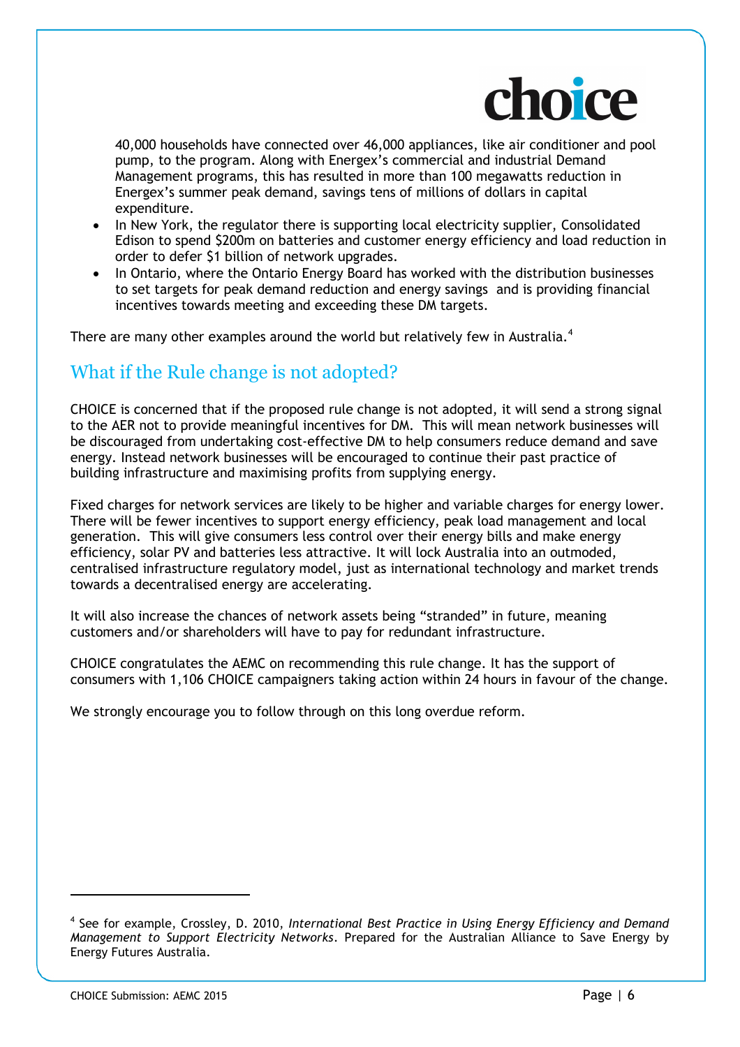40,000 households have connected over 46,000 appliances, like air conditioner and pool pump, to the program. Along with Energex's commercial and industrial Demand Management programs, this has resulted in more than 100 megawatts reduction in Energex's summer peak demand, savings tens of millions of dollars in capital expenditure.

- In New York, the regulator there is supporting local electricity supplier, Consolidated Edison to spend $200m on batteries and customer energy efficiency and load reduction in order to defer $1 billion of network upgrades.
- In Ontario, where the Ontario Energy Board has worked with the distribution businesses to set targets for peak demand reduction and energy savings and is providing financial incentives towards meeting and exceeding these DM targets.

There are many other examples around the world but relatively few in Australia.[4]

## What if the Rule change is not adopted?

CHOICE is concerned that if the proposed rule change is not adopted, it will send a strong signal to the AER not to provide meaningful incentives for DM. This will mean network businesses will be discouraged from undertaking cost-effective DM to help consumers reduce demand and save energy. Instead network businesses will be encouraged to continue their past practice of building infrastructure and maximising profits from supplying energy.

Fixed charges for network services are likely to be higher and variable charges for energy lower. There will be fewer incentives to support energy efficiency, peak load management and local generation. This will give consumers less control over their energy bills and make energy efficiency, solar PV and batteries less attractive. It will lock Australia into an outmoded, centralised infrastructure regulatory model, just as international technology and market trends towards a decentralised energy are accelerating.

It will also increase the chances of network assets being "stranded" in future, meaning customers and/or shareholders will have to pay for redundant infrastructure.

CHOICE congratulates the AEMC on recommending this rule change. It has the support of consumers with 1,106 CHOICE campaigners taking action within 24 hours in favour of the change.

We strongly encourage you to follow through on this long overdue reform.

---

[4] See for example, Crossley, D. 2010, *International Best Practice in Using Energy Efficiency and Demand Management to Support Electricity Networks*. Prepared for the Australian Alliance to Save Energy by Energy Futures Australia.